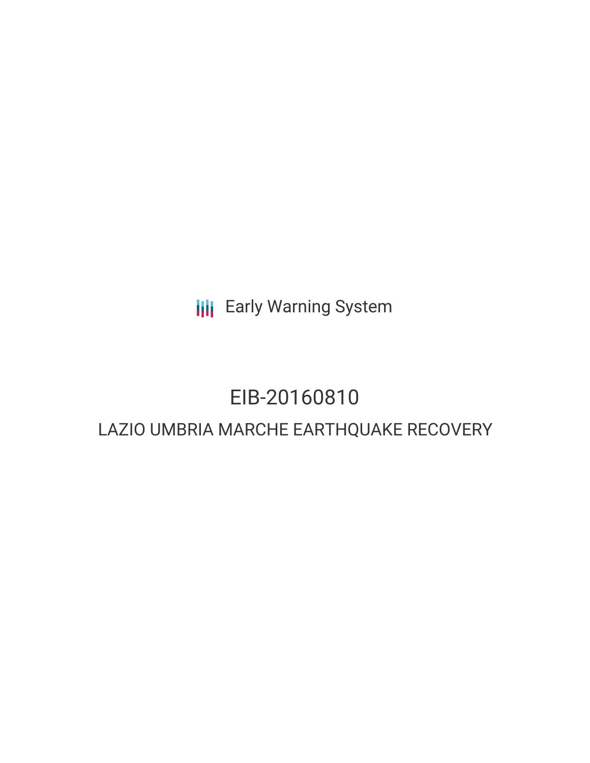Early Warning System

# EIB-20160810

## LAZIO UMBRIA MARCHE EARTHQUAKE RECOVERY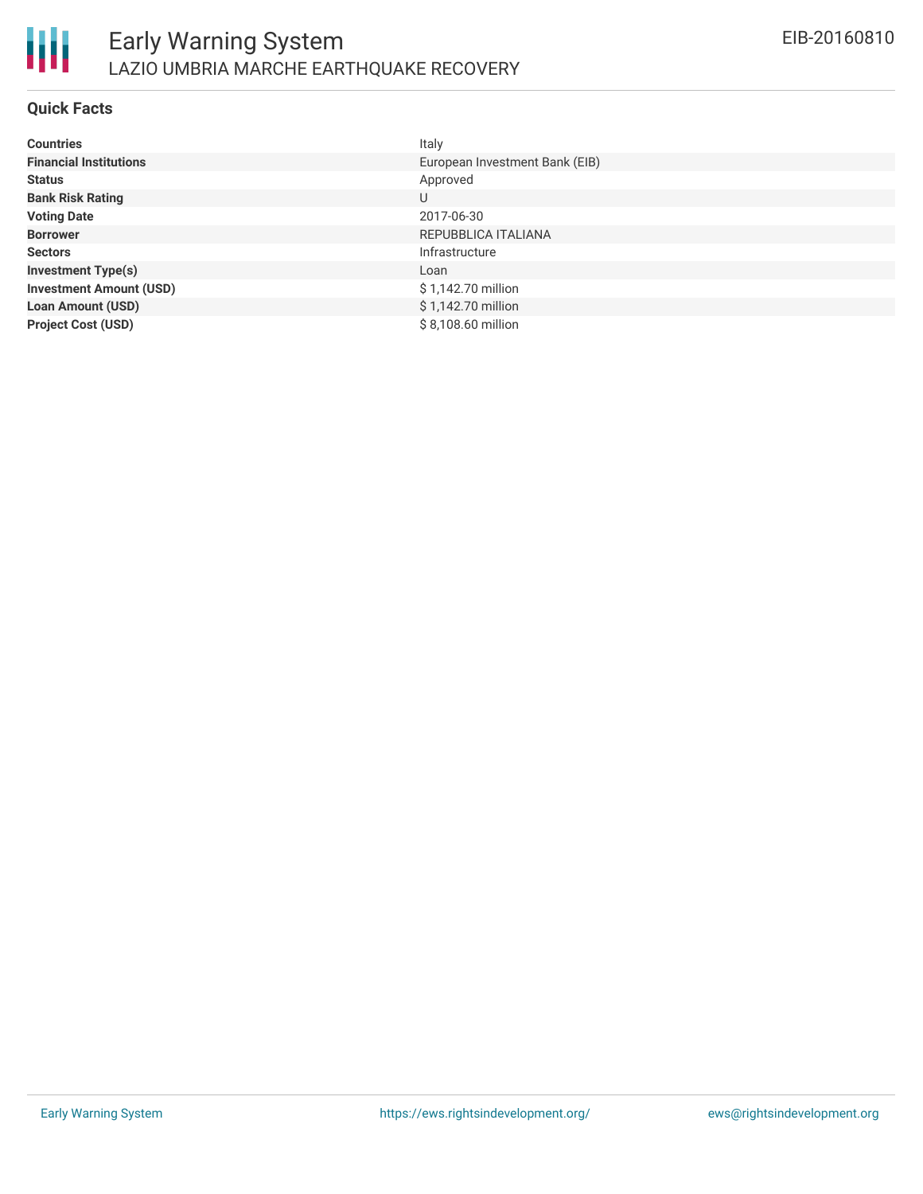# Early Warning System

## LAZIO UMBRIA MARCHE EARTHQUAKE RECOVERY

EIB-20160810

### Quick Facts

| | |
|---|---|
| **Countries** | Italy |
| **Financial Institutions** | European Investment Bank (EIB) |
| **Status** | Approved |
| **Bank Risk Rating** | U |
| **Voting Date** | 2017-06-30 |
| **Borrower** | REPUBBLICA ITALIANA |
| **Sectors** | Infrastructure |
| **Investment Type(s)** | Loan |
| **Investment Amount (USD)** | $ 1,142.70 million |
| **Loan Amount (USD)** | $ 1,142.70 million |
| **Project Cost (USD)** | $ 8,108.60 million |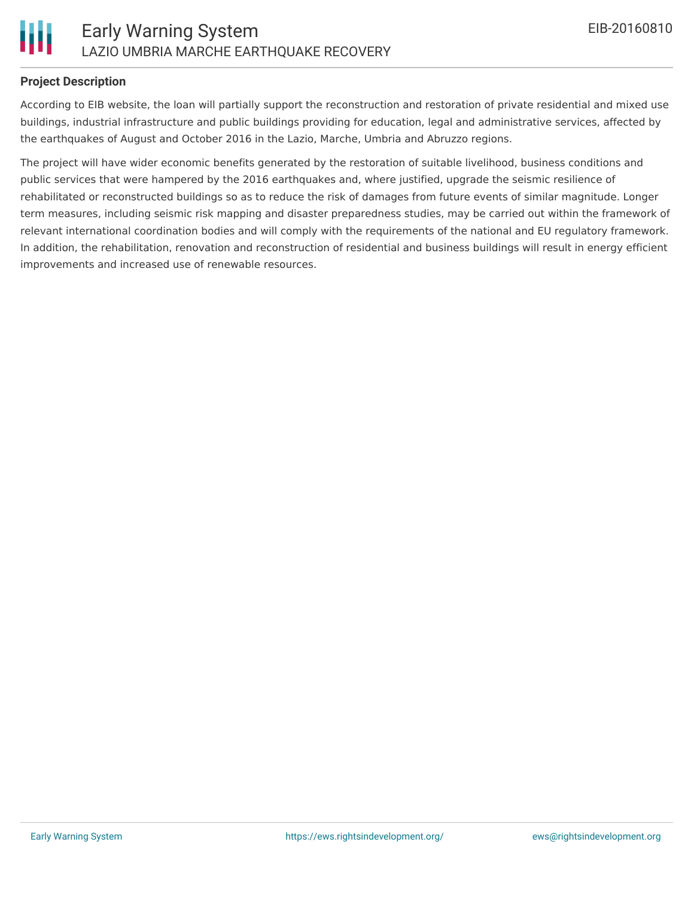## Project Description

According to EIB website, the loan will partially support the reconstruction and restoration of private residential and mixed use buildings, industrial infrastructure and public buildings providing for education, legal and administrative services, affected by the earthquakes of August and October 2016 in the Lazio, Marche, Umbria and Abruzzo regions.

The project will have wider economic benefits generated by the restoration of suitable livelihood, business conditions and public services that were hampered by the 2016 earthquakes and, where justified, upgrade the seismic resilience of rehabilitated or reconstructed buildings so as to reduce the risk of damages from future events of similar magnitude. Longer term measures, including seismic risk mapping and disaster preparedness studies, may be carried out within the framework of relevant international coordination bodies and will comply with the requirements of the national and EU regulatory framework. In addition, the rehabilitation, renovation and reconstruction of residential and business buildings will result in energy efficient improvements and increased use of renewable resources.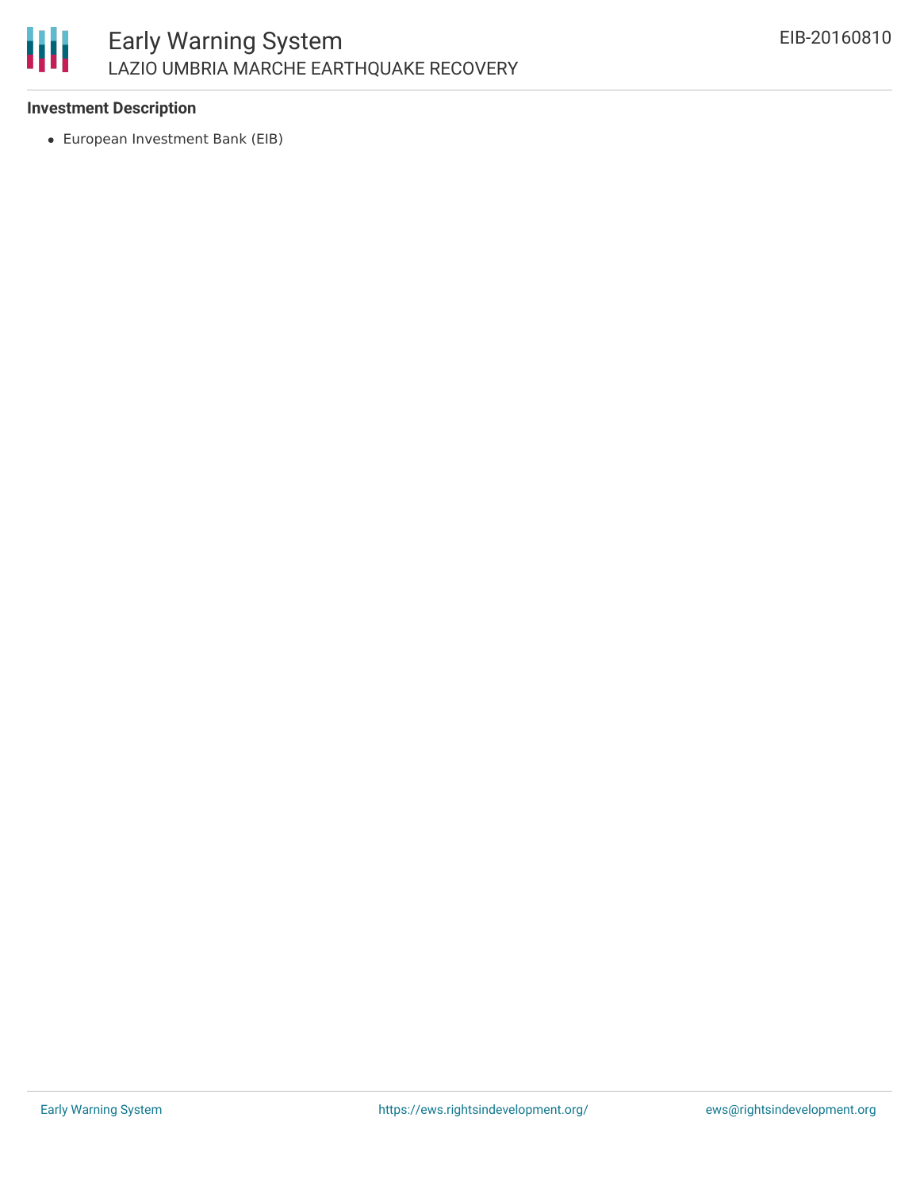**Investment Description**

- European Investment Bank (EIB)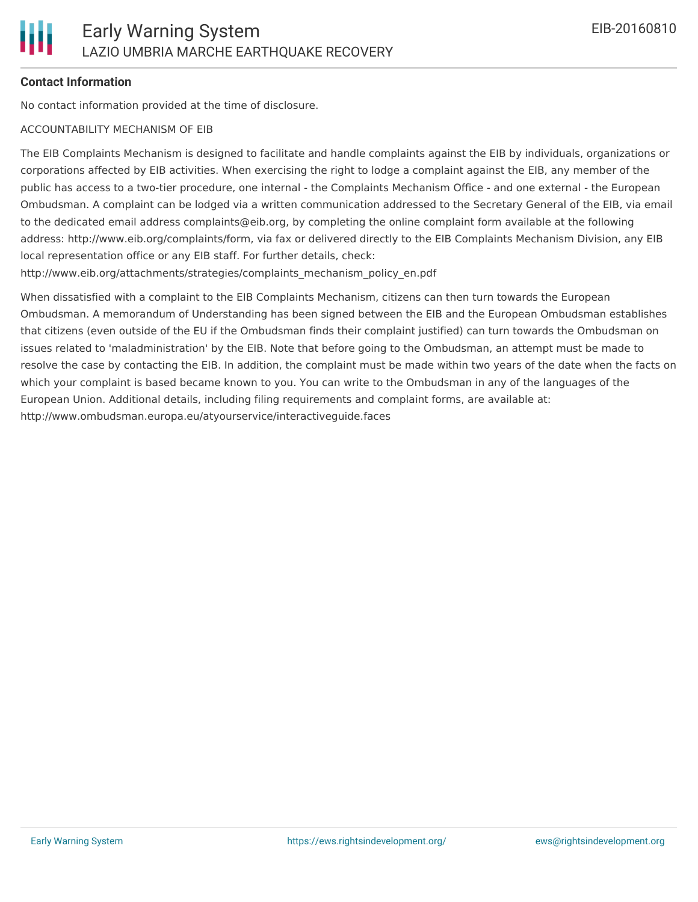**Contact Information**

No contact information provided at the time of disclosure.

ACCOUNTABILITY MECHANISM OF EIB

The EIB Complaints Mechanism is designed to facilitate and handle complaints against the EIB by individuals, organizations or corporations affected by EIB activities. When exercising the right to lodge a complaint against the EIB, any member of the public has access to a two-tier procedure, one internal - the Complaints Mechanism Office - and one external - the European Ombudsman. A complaint can be lodged via a written communication addressed to the Secretary General of the EIB, via email to the dedicated email address complaints@eib.org, by completing the online complaint form available at the following address: http://www.eib.org/complaints/form, via fax or delivered directly to the EIB Complaints Mechanism Division, any EIB local representation office or any EIB staff. For further details, check: http://www.eib.org/attachments/strategies/complaints_mechanism_policy_en.pdf

When dissatisfied with a complaint to the EIB Complaints Mechanism, citizens can then turn towards the European Ombudsman. A memorandum of Understanding has been signed between the EIB and the European Ombudsman establishes that citizens (even outside of the EU if the Ombudsman finds their complaint justified) can turn towards the Ombudsman on issues related to 'maladministration' by the EIB. Note that before going to the Ombudsman, an attempt must be made to resolve the case by contacting the EIB. In addition, the complaint must be made within two years of the date when the facts on which your complaint is based became known to you. You can write to the Ombudsman in any of the languages of the European Union. Additional details, including filing requirements and complaint forms, are available at: http://www.ombudsman.europa.eu/atyourservice/interactiveguide.faces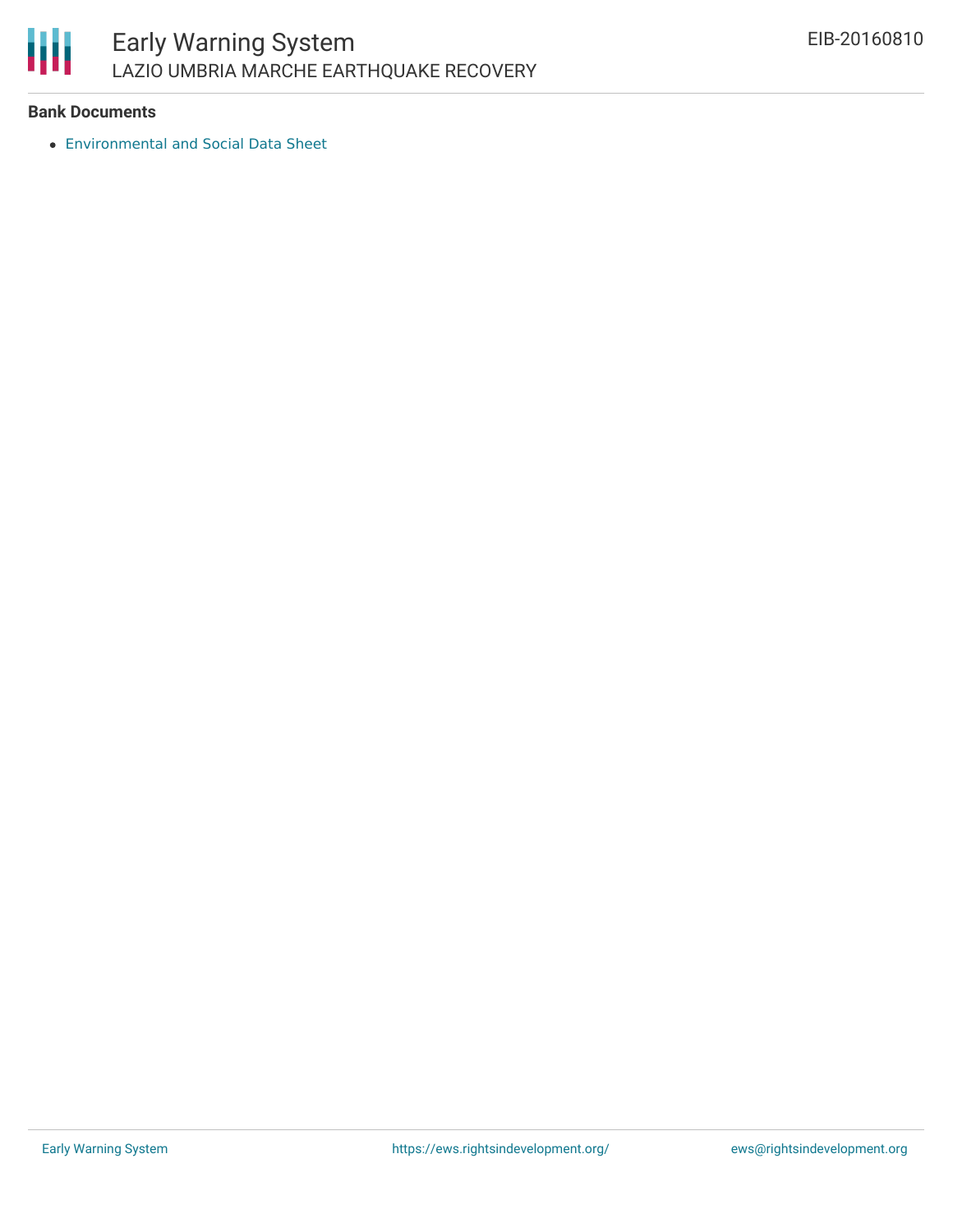**Bank Documents**

- Environmental and Social Data Sheet